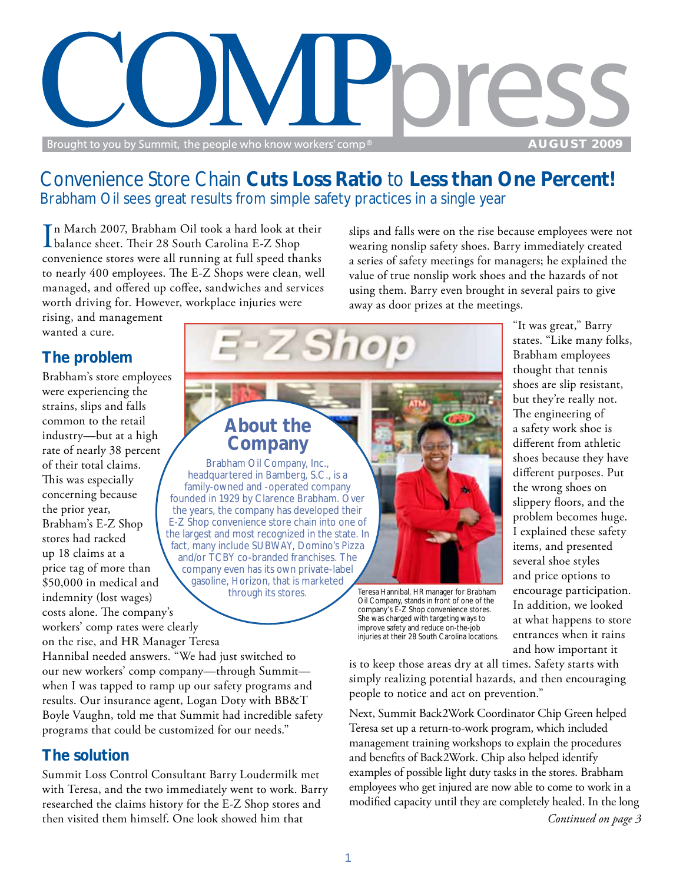# COMPpress

Brought to you by Summit, the people who know workers' comp®

AUGUST 2009

## Convenience Store Chain **Cuts Loss Ratio** to **Less than One Percent!**

Brabham Oil sees great results from simple safety practices in a single year

In March 2007, Brabham Oil took a hard look at their balance sheet. Their 28 South Carolina E-Z Shop convenience stores were all running at full speed thanks to nearly 400 employees. The E-Z Shops were clean, well managed, and offered up coffee, sandwiches and services worth driving for. However, workplace injuries were rising, and management wanted a cure.

### The problem

Brabham's store employees were experiencing the strains, slips and falls common to the retail industry—but at a high rate of nearly 38 percent of their total claims. This was especially concerning because the prior year, Brabham's E-Z Shop stores had racked up 18 claims at a price tag of more than $50,000 in medical and indemnity (lost wages) costs alone. The company's workers' comp rates were clearly on the rise, and HR Manager Teresa Hannibal needed answers. "We had just switched to our new workers' comp company—through Summit—when I was tapped to ramp up our safety programs and results. Our insurance agent, Logan Doty with BB&T Boyle Vaughn, told me that Summit had incredible safety programs that could be customized for our needs."

### The solution

Summit Loss Control Consultant Barry Loudermilk met with Teresa, and the two immediately went to work. Barry researched the claims history for the E-Z Shop stores and then visited them himself. One look showed him that slips and falls were on the rise because employees were not wearing nonslip safety shoes. Barry immediately created a series of safety meetings for managers; he explained the value of true nonslip work shoes and the hazards of not using them. Barry even brought in several pairs to give away as door prizes at the meetings.

"It was great," Barry states. "Like many folks, Brabham employees thought that tennis shoes are slip resistant, but they're really not. The engineering of a safety work shoe is different from athletic shoes because they have different purposes. Put the wrong shoes on slippery floors, and the problem becomes huge. I explained these safety items, and presented several shoe styles and price options to encourage participation. In addition, we looked at what happens to store entrances when it rains and how important it is to keep those areas dry at all times. Safety starts with simply realizing potential hazards, and then encouraging people to notice and act on prevention."

Next, Summit Back2Work Coordinator Chip Green helped Teresa set up a return-to-work program, which included management training workshops to explain the procedures and benefits of Back2Work. Chip also helped identify examples of possible light duty tasks in the stores. Brabham employees who get injured are now able to come to work in a modified capacity until they are completely healed. In the long

*Continued on page 3*

> **About the Company**
>
> Brabham Oil Company, Inc., headquartered in Bamberg, S.C., is a family-owned and -operated company founded in 1929 by Clarence Brabham. Over the years, the company has developed their E-Z Shop convenience store chain into one of the largest and most recognized in the state. In fact, many include SUBWAY, Domino's Pizza and/or TCBY co-branded franchises. The company even has its own private-label gasoline, Horizon, that is marketed through its stores.

Teresa Hannibal, HR manager for Brabham Oil Company, stands in front of one of the company's E-Z Shop convenience stores. She was charged with targeting ways to improve safety and reduce on-the-job injuries at their 28 South Carolina locations.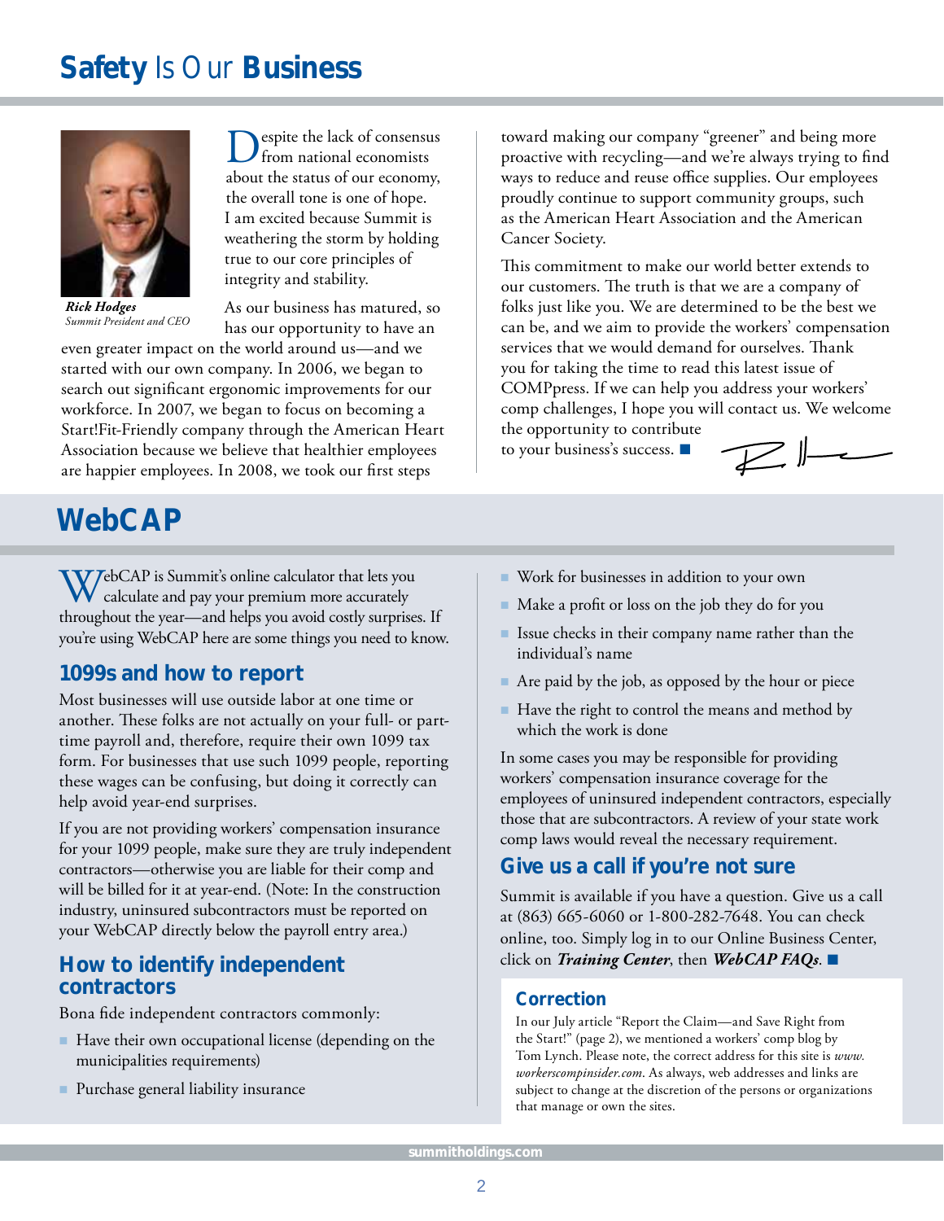# Safety Is Our Business

*Rick Hodges*
*Summit President and CEO*

Despite the lack of consensus from national economists about the status of our economy, the overall tone is one of hope. I am excited because Summit is weathering the storm by holding true to our core principles of integrity and stability.

As our business has matured, so has our opportunity to have an even greater impact on the world around us—and we started with our own company. In 2006, we began to search out significant ergonomic improvements for our workforce. In 2007, we began to focus on becoming a Start!Fit-Friendly company through the American Heart Association because we believe that healthier employees are happier employees. In 2008, we took our first steps toward making our company "greener" and being more proactive with recycling—and we're always trying to find ways to reduce and reuse office supplies. Our employees proudly continue to support community groups, such as the American Heart Association and the American Cancer Society.

This commitment to make our world better extends to our customers. The truth is that we are a company of folks just like you. We are determined to be the best we can be, and we aim to provide the workers' compensation services that we would demand for ourselves. Thank you for taking the time to read this latest issue of COMPpress. If we can help you address your workers' comp challenges, I hope you will contact us. We welcome the opportunity to contribute to your business's success. ■

# WebCAP

WebCAP is Summit's online calculator that lets you calculate and pay your premium more accurately throughout the year—and helps you avoid costly surprises. If you're using WebCAP here are some things you need to know.

## 1099s and how to report

Most businesses will use outside labor at one time or another. These folks are not actually on your full- or part-time payroll and, therefore, require their own 1099 tax form. For businesses that use such 1099 people, reporting these wages can be confusing, but doing it correctly can help avoid year-end surprises.

If you are not providing workers' compensation insurance for your 1099 people, make sure they are truly independent contractors—otherwise you are liable for their comp and will be billed for it at year-end. (Note: In the construction industry, uninsured subcontractors must be reported on your WebCAP directly below the payroll entry area.)

## How to identify independent contractors

Bona fide independent contractors commonly:

- Have their own occupational license (depending on the municipalities requirements)
- Purchase general liability insurance
- Work for businesses in addition to your own
- Make a profit or loss on the job they do for you
- Issue checks in their company name rather than the individual's name
- Are paid by the job, as opposed by the hour or piece
- Have the right to control the means and method by which the work is done

In some cases you may be responsible for providing workers' compensation insurance coverage for the employees of uninsured independent contractors, especially those that are subcontractors. A review of your state work comp laws would reveal the necessary requirement.

## Give us a call if you're not sure

Summit is available if you have a question. Give us a call at (863) 665-6060 or 1-800-282-7648. You can check online, too. Simply log in to our Online Business Center, click on ***Training Center***, then ***WebCAP FAQs***. ■

### Correction

In our July article "Report the Claim—and Save Right from the Start!" (page 2), we mentioned a workers' comp blog by Tom Lynch. Please note, the correct address for this site is *www.workerscompinsider.com*. As always, web addresses and links are subject to change at the discretion of the persons or organizations that manage or own the sites.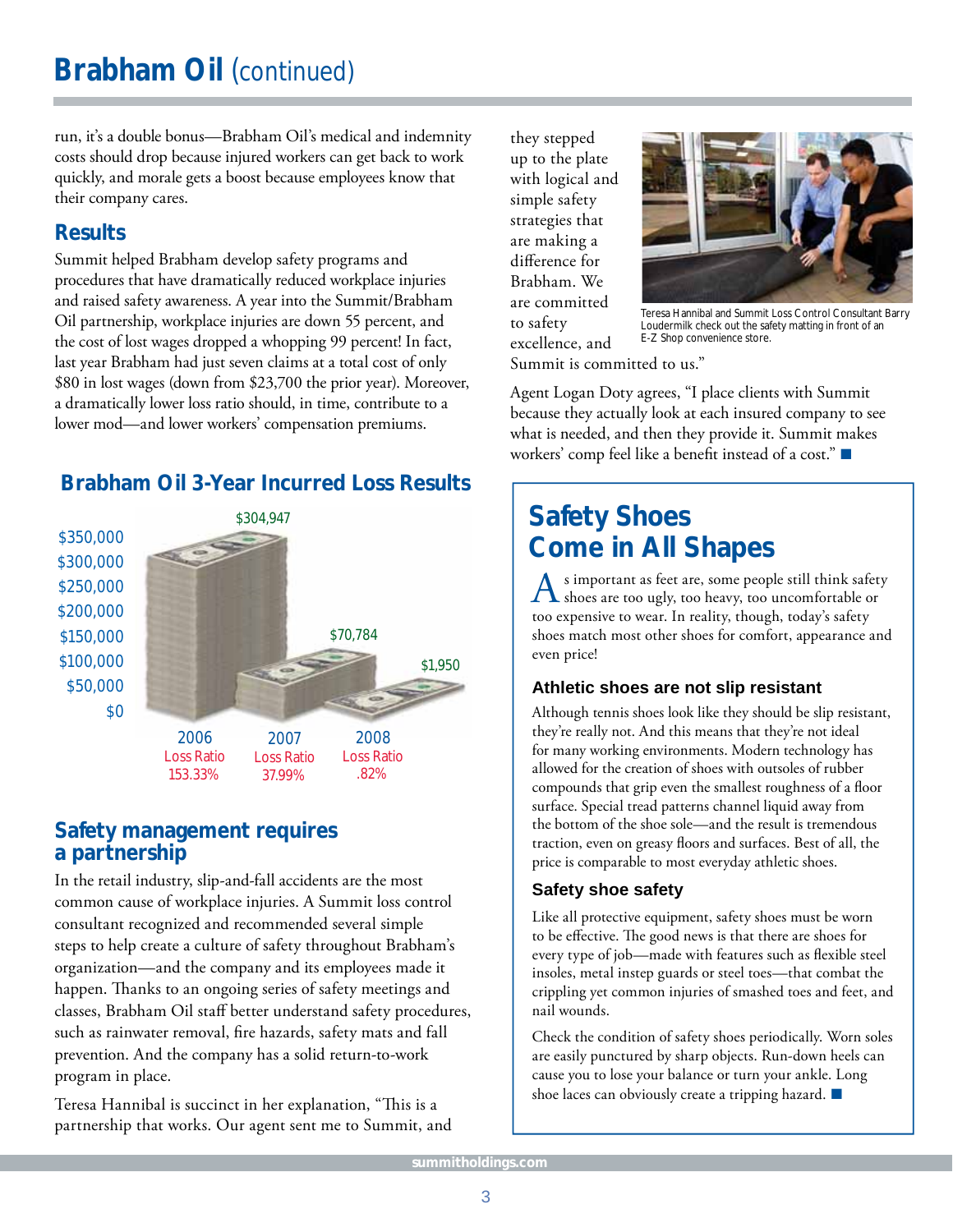# Brabham Oil (continued)

run, it's a double bonus—Brabham Oil's medical and indemnity costs should drop because injured workers can get back to work quickly, and morale gets a boost because employees know that their company cares.

## Results

Summit helped Brabham develop safety programs and procedures that have dramatically reduced workplace injuries and raised safety awareness. A year into the Summit/Brabham Oil partnership, workplace injuries are down 55 percent, and the cost of lost wages dropped a whopping 99 percent! In fact, last year Brabham had just seven claims at a total cost of only $80 in lost wages (down from $23,700 the prior year). Moreover, a dramatically lower loss ratio should, in time, contribute to a lower mod—and lower workers' compensation premiums.

### Brabham Oil 3-Year Incurred Loss Results

| Year | Incurred Loss | Loss Ratio |
|---|---|---|
| 2006 | $304,947 | 153.33% |
| 2007 | $70,784 | 37.99% |
| 2008 | $1,950 | .82% |

## Safety management requires a partnership

In the retail industry, slip-and-fall accidents are the most common cause of workplace injuries. A Summit loss control consultant recognized and recommended several simple steps to help create a culture of safety throughout Brabham's organization—and the company and its employees made it happen. Thanks to an ongoing series of safety meetings and classes, Brabham Oil staff better understand safety procedures, such as rainwater removal, fire hazards, safety mats and fall prevention. And the company has a solid return-to-work program in place.

Teresa Hannibal is succinct in her explanation, "This is a partnership that works. Our agent sent me to Summit, and they stepped up to the plate with logical and simple safety strategies that are making a difference for Brabham. We are committed to safety excellence, and Summit is committed to us."

Teresa Hannibal and Summit Loss Control Consultant Barry Loudermilk check out the safety matting in front of an E-Z Shop convenience store.

Agent Logan Doty agrees, "I place clients with Summit because they actually look at each insured company to see what is needed, and then they provide it. Summit makes workers' comp feel like a benefit instead of a cost." ■

## Safety Shoes Come in All Shapes

As important as feet are, some people still think safety shoes are too ugly, too heavy, too uncomfortable or too expensive to wear. In reality, though, today's safety shoes match most other shoes for comfort, appearance and even price!

### Athletic shoes are not slip resistant

Although tennis shoes look like they should be slip resistant, they're really not. And this means that they're not ideal for many working environments. Modern technology has allowed for the creation of shoes with outsoles of rubber compounds that grip even the smallest roughness of a floor surface. Special tread patterns channel liquid away from the bottom of the shoe sole—and the result is tremendous traction, even on greasy floors and surfaces. Best of all, the price is comparable to most everyday athletic shoes.

### Safety shoe safety

Like all protective equipment, safety shoes must be worn to be effective. The good news is that there are shoes for every type of job—made with features such as flexible steel insoles, metal instep guards or steel toes—that combat the crippling yet common injuries of smashed toes and feet, and nail wounds.

Check the condition of safety shoes periodically. Worn soles are easily punctured by sharp objects. Run-down heels can cause you to lose your balance or turn your ankle. Long shoe laces can obviously create a tripping hazard. ■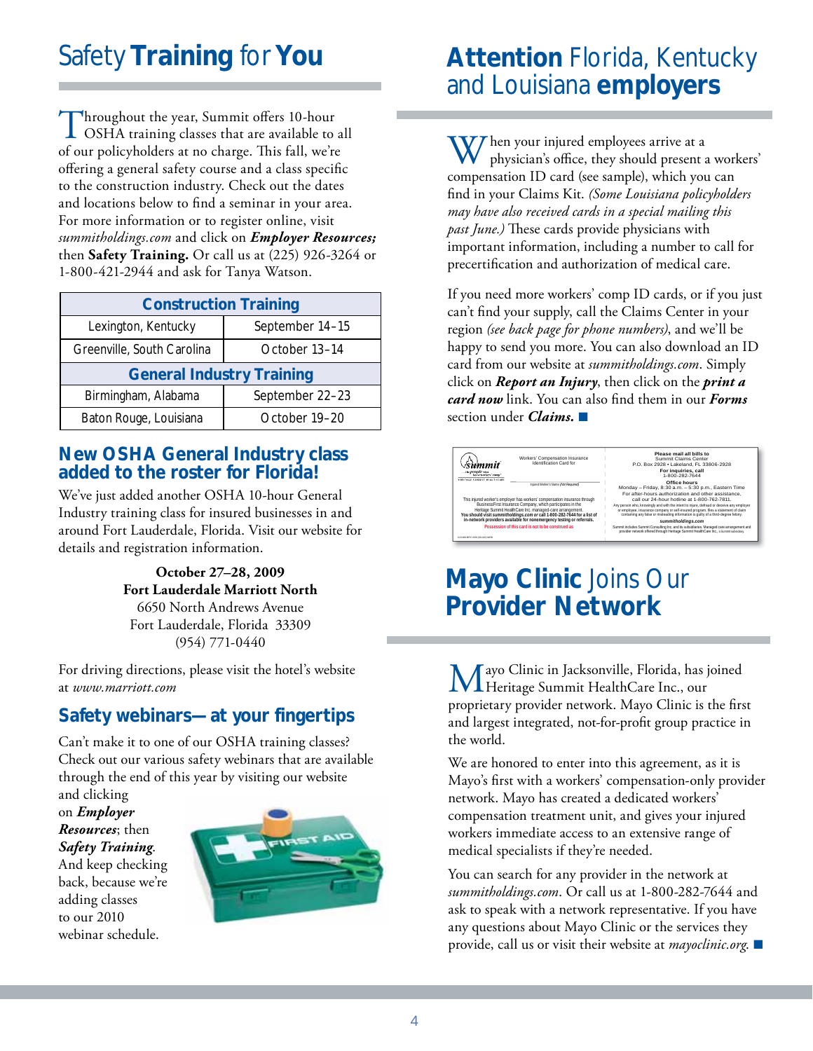# Safety **Training** for **You**

Throughout the year, Summit offers 10-hour OSHA training classes that are available to all of our policyholders at no charge. This fall, we're offering a general safety course and a class specific to the construction industry. Check out the dates and locations below to find a seminar in your area. For more information or to register online, visit *summitholdings.com* and click on ***Employer Resources;*** then **Safety Training.** Or call us at (225) 926-3264 or 1-800-421-2944 and ask for Tanya Watson.

| Construction Training | |
|---|---|
| Lexington, Kentucky | September 14–15 |
| Greenville, South Carolina | October 13–14 |
| **General Industry Training** | |
| Birmingham, Alabama | September 22–23 |
| Baton Rouge, Louisiana | October 19–20 |

## New OSHA General Industry class added to the roster for Florida!

We've just added another OSHA 10-hour General Industry training class for insured businesses in and around Fort Lauderdale, Florida. Visit our website for details and registration information.

**October 27–28, 2009**
**Fort Lauderdale Marriott North**
6650 North Andrews Avenue
Fort Lauderdale, Florida 33309
(954) 771-0440

For driving directions, please visit the hotel's website at *www.marriott.com*

## Safety webinars—at your fingertips

Can't make it to one of our OSHA training classes? Check out our various safety webinars that are available through the end of this year by visiting our website and clicking on ***Employer Resources***; then ***Safety Training***. And keep checking back, because we're adding classes to our 2010 webinar schedule.

# **Attention** Florida, Kentucky and Louisiana **employers**

When your injured employees arrive at a physician's office, they should present a workers' compensation ID card (see sample), which you can find in your Claims Kit. *(Some Louisiana policyholders may have also received cards in a special mailing this past June.)* These cards provide physicians with important information, including a number to call for precertification and authorization of medical care.

If you need more workers' comp ID cards, or if you just can't find your supply, call the Claims Center in your region *(see back page for phone numbers)*, and we'll be happy to send you more. You can also download an ID card from our website at *summitholdings.com*. Simply click on ***Report an Injury***, then click on the ***print a card now*** link. You can also find them in our ***Forms*** section under ***Claims.***

# **Mayo Clinic** Joins Our **Provider Network**

Mayo Clinic in Jacksonville, Florida, has joined Heritage Summit HealthCare Inc., our proprietary provider network. Mayo Clinic is the first and largest integrated, not-for-profit group practice in the world.

We are honored to enter into this agreement, as it is Mayo's first with a workers' compensation-only provider network. Mayo has created a dedicated workers' compensation treatment unit, and gives your injured workers immediate access to an extensive range of medical specialists if they're needed.

You can search for any provider in the network at *summitholdings.com*. Or call us at 1-800-282-7644 and ask to speak with a network representative. If you have any questions about Mayo Clinic or the services they provide, call us or visit their website at *mayoclinic.org*.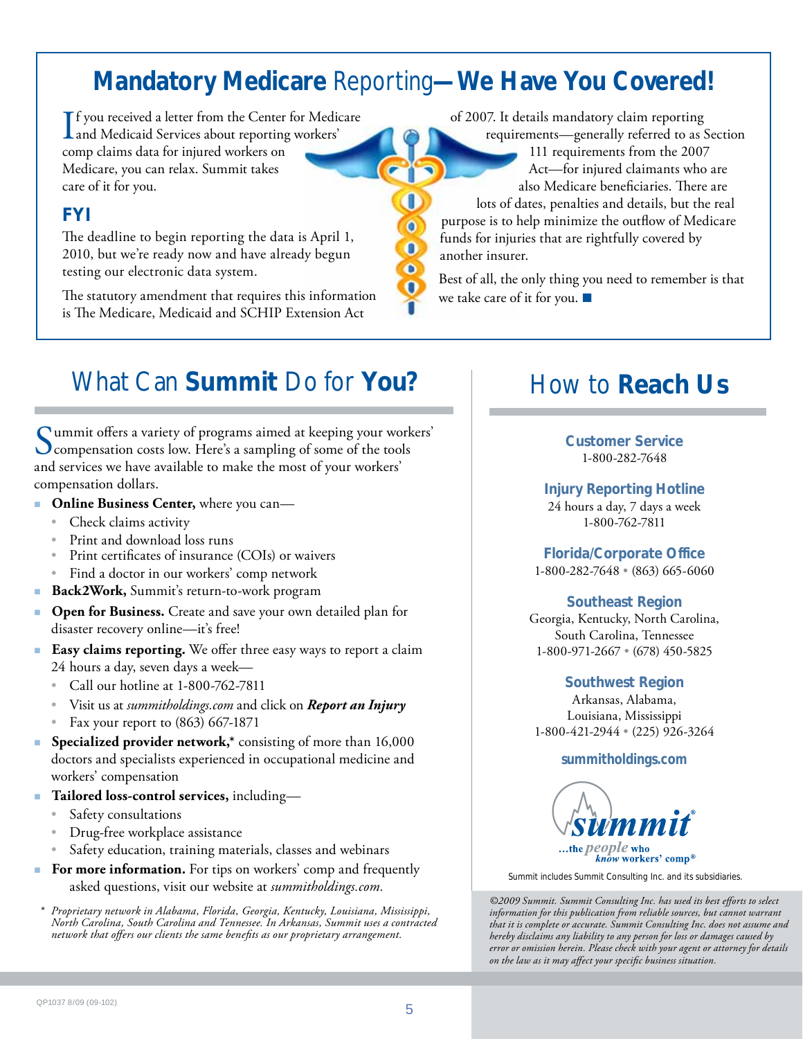# Mandatory Medicare Reporting—We Have You Covered!

If you received a letter from the Center for Medicare and Medicaid Services about reporting workers' comp claims data for injured workers on Medicare, you can relax. Summit takes care of it for you.

### FYI

The deadline to begin reporting the data is April 1, 2010, but we're ready now and have already begun testing our electronic data system.

The statutory amendment that requires this information is The Medicare, Medicaid and SCHIP Extension Act of 2007. It details mandatory claim reporting requirements—generally referred to as Section 111 requirements from the 2007 Act—for injured claimants who are also Medicare beneficiaries. There are lots of dates, penalties and details, but the real purpose is to help minimize the outflow of Medicare funds for injuries that are rightfully covered by another insurer.

Best of all, the only thing you need to remember is that we take care of it for you. ■

## What Can Summit Do for You?

Summit offers a variety of programs aimed at keeping your workers' compensation costs low. Here's a sampling of some of the tools and services we have available to make the most of your workers' compensation dollars.

- **Online Business Center,** where you can—
  - Check claims activity
  - Print and download loss runs
  - Print certificates of insurance (COIs) or waivers
  - Find a doctor in our workers' comp network
- **Back2Work,** Summit's return-to-work program
- **Open for Business.** Create and save your own detailed plan for disaster recovery online—it's free!
- **Easy claims reporting.** We offer three easy ways to report a claim 24 hours a day, seven days a week—
  - Call our hotline at 1-800-762-7811
  - Visit us at *summitholdings.com* and click on ***Report an Injury***
  - Fax your report to (863) 667-1871
- **Specialized provider network,*** consisting of more than 16,000 doctors and specialists experienced in occupational medicine and workers' compensation
- **Tailored loss-control services,** including—
  - Safety consultations
  - Drug-free workplace assistance
  - Safety education, training materials, classes and webinars
- **For more information.** For tips on workers' comp and frequently asked questions, visit our website at *summitholdings.com.*

\* *Proprietary network in Alabama, Florida, Georgia, Kentucky, Louisiana, Mississippi, North Carolina, South Carolina and Tennessee. In Arkansas, Summit uses a contracted network that offers our clients the same benefits as our proprietary arrangement.*

## How to Reach Us

**Customer Service**
1-800-282-7648

**Injury Reporting Hotline**
24 hours a day, 7 days a week
1-800-762-7811

**Florida/Corporate Office**
1-800-282-7648 • (863) 665-6060

**Southeast Region**
Georgia, Kentucky, North Carolina, South Carolina, Tennessee
1-800-971-2667 • (678) 450-5825

**Southwest Region**
Arkansas, Alabama, Louisiana, Mississippi
1-800-421-2944 • (225) 926-3264

**summitholdings.com**

summit®
...the people who know workers' comp®

Summit includes Summit Consulting Inc. and its subsidiaries.

*©2009 Summit. Summit Consulting Inc. has used its best efforts to select information for this publication from reliable sources, but cannot warrant that it is complete or accurate. Summit Consulting Inc. does not assume and hereby disclaims any liability to any person for loss or damages caused by error or omission herein. Please check with your agent or attorney for details on the law as it may affect your specific business situation.*

QP1037 8/09 (09-102)